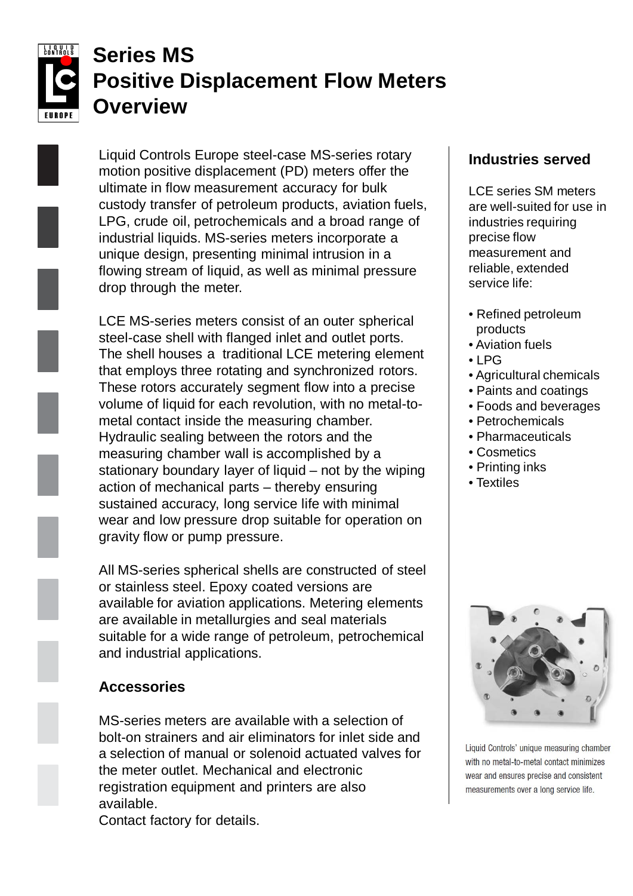# Series MS Positive Displacement Flow Meters Overview

Liquid Controls Europe steel-case MS-series rotary motion positive displacement (PD) meters offer the ultimate in flow measurement accuracy for bulk custody transfer of petroleum products, aviation fuels, LPG, crude oil, petrochemicals and a broad range of industrial liquids. MS-series meters incorporate a unique design, presenting minimal intrusion in a flowing stream of liquid, as well as minimal pressure drop through the meter.

LCE MS-series meters consist of an outer spherical steel-case shell with flanged inlet and outlet ports. The shell houses a traditional LCE metering element that employs three rotating and synchronized rotors. These rotors accurately segment flow into a precise volume of liquid for each revolution, with no metal-to-metal contact inside the measuring chamber. Hydraulic sealing between the rotors and the measuring chamber wall is accomplished by a stationary boundary layer of liquid – not by the wiping action of mechanical parts – thereby ensuring sustained accuracy, long service life with minimal wear and low pressure drop suitable for operation on gravity flow or pump pressure.

All MS-series spherical shells are constructed of steel or stainless steel. Epoxy coated versions are available for aviation applications. Metering elements are available in metallurgies and seal materials suitable for a wide range of petroleum, petrochemical and industrial applications.

## Accessories

MS-series meters are available with a selection of bolt-on strainers and air eliminators for inlet side and a selection of manual or solenoid actuated valves for the meter outlet. Mechanical and electronic registration equipment and printers are also available.
Contact factory for details.

## Industries served

LCE series SM meters are well-suited for use in industries requiring precise flow measurement and reliable, extended service life:

- Refined petroleum products
- Aviation fuels
- LPG
- Agricultural chemicals
- Paints and coatings
- Foods and beverages
- Petrochemicals
- Pharmaceuticals
- Cosmetics
- Printing inks
- Textiles

Liquid Controls' unique measuring chamber with no metal-to-metal contact minimizes wear and ensures precise and consistent measurements over a long service life.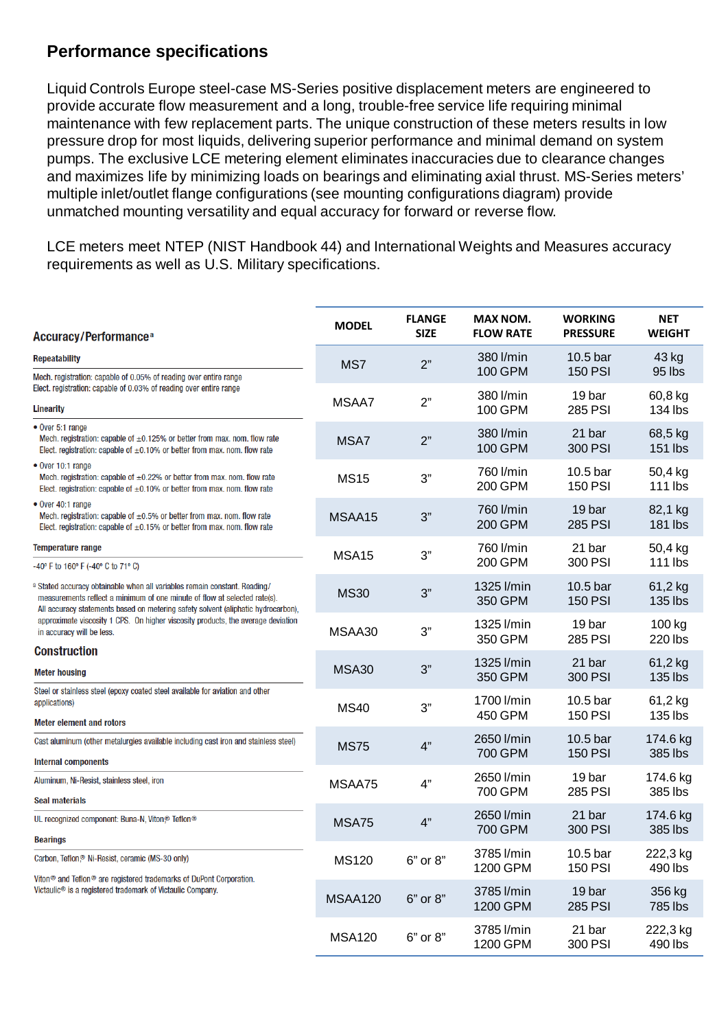## Performance specifications

Liquid Controls Europe steel-case MS-Series positive displacement meters are engineered to provide accurate flow measurement and a long, trouble-free service life requiring minimal maintenance with few replacement parts. The unique construction of these meters results in low pressure drop for most liquids, delivering superior performance and minimal demand on system pumps. The exclusive LCE metering element eliminates inaccuracies due to clearance changes and maximizes life by minimizing loads on bearings and eliminating axial thrust. MS-Series meters' multiple inlet/outlet flange configurations (see mounting configurations diagram) provide unmatched mounting versatility and equal accuracy for forward or reverse flow.

LCE meters meet NTEP (NIST Handbook 44) and International Weights and Measures accuracy requirements as well as U.S. Military specifications.

### Accuracy/Performance[a]

**Repeatability**

Mech. registration: capable of 0.05% of reading over entire range
Elect. registration: capable of 0.03% of reading over entire range

**Linearity**

- Over 5:1 range
  Mech. registration: capable of ±0.125% or better from max. nom. flow rate
  Elect. registration: capable of ±0.10% or better from max. nom. flow rate
- Over 10:1 range
  Mech. registration: capable of ±0.22% or better from max. nom. flow rate
  Elect. registration: capable of ±0.10% or better from max. nom. flow rate
- Over 40:1 range
  Mech. registration: capable of ±0.5% or better from max. nom. flow rate
  Elect. registration: capable of ±0.15% or better from max. nom. flow rate

**Temperature range**

-40° F to 160° F (-40° C to 71° C)

[a] Stated accuracy obtainable when all variables remain constant. Reading/ measurements reflect a minimum of one minute of flow at selected rate(s). All accuracy statements based on metering safety solvent (aliphatic hydrocarbon), approximate viscosity 1 CPS. On higher viscosity products, the average deviation in accuracy will be less.

### Construction

**Meter housing**

Steel or stainless steel (epoxy coated steel available for aviation and other applications)

**Meter element and rotors**

Cast aluminum (other metalurgies available including cast iron and stainless steel)

**Internal components**

Aluminum, Ni-Resist, stainless steel, iron

**Seal materials**

UL recognized component: Buna-N, Viton® Teflon®

**Bearings**

Carbon, Teflon,® Ni-Resist, ceramic (MS-30 only)

Viton® and Teflon® are registered trademarks of DuPont Corporation.
Victaulic® is a registered trademark of Victaulic Company.

| MODEL | FLANGE SIZE | MAX NOM. FLOW RATE | WORKING PRESSURE | NET WEIGHT |
|---|---|---|---|---|
| MS7 | 2" | 380 l/min 100 GPM | 10.5 bar 150 PSI | 43 kg 95 lbs |
| MSAA7 | 2" | 380 l/min 100 GPM | 19 bar 285 PSI | 60,8 kg 134 lbs |
| MSA7 | 2" | 380 l/min 100 GPM | 21 bar 300 PSI | 68,5 kg 151 lbs |
| MS15 | 3" | 760 l/min 200 GPM | 10.5 bar 150 PSI | 50,4 kg 111 lbs |
| MSAA15 | 3" | 760 l/min 200 GPM | 19 bar 285 PSI | 82,1 kg 181 lbs |
| MSA15 | 3" | 760 l/min 200 GPM | 21 bar 300 PSI | 50,4 kg 111 lbs |
| MS30 | 3" | 1325 l/min 350 GPM | 10.5 bar 150 PSI | 61,2 kg 135 lbs |
| MSAA30 | 3" | 1325 l/min 350 GPM | 19 bar 285 PSI | 100 kg 220 lbs |
| MSA30 | 3" | 1325 l/min 350 GPM | 21 bar 300 PSI | 61,2 kg 135 lbs |
| MS40 | 3" | 1700 l/min 450 GPM | 10.5 bar 150 PSI | 61,2 kg 135 lbs |
| MS75 | 4" | 2650 l/min 700 GPM | 10.5 bar 150 PSI | 174.6 kg 385 lbs |
| MSAA75 | 4" | 2650 l/min 700 GPM | 19 bar 285 PSI | 174.6 kg 385 lbs |
| MSA75 | 4" | 2650 l/min 700 GPM | 21 bar 300 PSI | 174.6 kg 385 lbs |
| MS120 | 6" or 8" | 3785 l/min 1200 GPM | 10.5 bar 150 PSI | 222,3 kg 490 lbs |
| MSAA120 | 6" or 8" | 3785 l/min 1200 GPM | 19 bar 285 PSI | 356 kg 785 lbs |
| MSA120 | 6" or 8" | 3785 l/min 1200 GPM | 21 bar 300 PSI | 222,3 kg 490 lbs |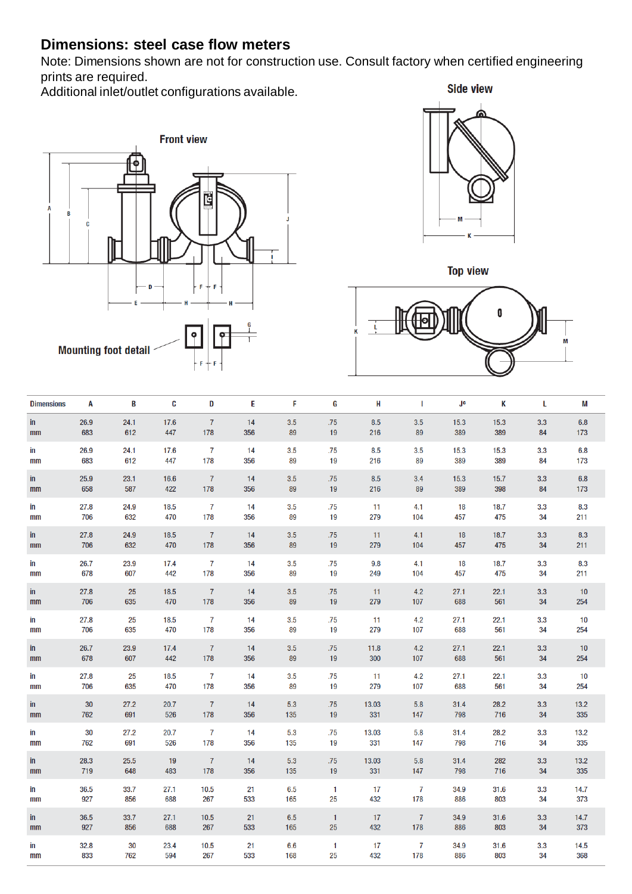## Dimensions: steel case flow meters

Note: Dimensions shown are not for construction use. Consult factory when certified engineering prints are required.

Additional inlet/outlet configurations available.

Front view

Side view

Top view

Mounting foot detail

| Dimensions | A | B | C | D | E | F | G | H | I | J° | K | L | M |
|---|---|---|---|---|---|---|---|---|---|---|---|---|---|
| in | 26.9 | 24.1 | 17.6 | 7 | 14 | 3.5 | .75 | 8.5 | 3.5 | 15.3 | 15.3 | 3.3 | 6.8 |
| mm | 683 | 612 | 447 | 178 | 356 | 89 | 19 | 216 | 89 | 389 | 389 | 84 | 173 |
| in | 26.9 | 24.1 | 17.6 | 7 | 14 | 3.5 | .75 | 8.5 | 3.5 | 15.3 | 15.3 | 3.3 | 6.8 |
| mm | 683 | 612 | 447 | 178 | 356 | 89 | 19 | 216 | 89 | 389 | 389 | 84 | 173 |
| in | 25.9 | 23.1 | 16.6 | 7 | 14 | 3.5 | .75 | 8.5 | 3.4 | 15.3 | 15.7 | 3.3 | 6.8 |
| mm | 658 | 587 | 422 | 178 | 356 | 89 | 19 | 216 | 89 | 389 | 398 | 84 | 173 |
| in | 27.8 | 24.9 | 18.5 | 7 | 14 | 3.5 | .75 | 11 | 4.1 | 18 | 18.7 | 3.3 | 8.3 |
| mm | 706 | 632 | 470 | 178 | 356 | 89 | 19 | 279 | 104 | 457 | 475 | 34 | 211 |
| in | 27.8 | 24.9 | 18.5 | 7 | 14 | 3.5 | .75 | 11 | 4.1 | 18 | 18.7 | 3.3 | 8.3 |
| mm | 706 | 632 | 470 | 178 | 356 | 89 | 19 | 279 | 104 | 457 | 475 | 34 | 211 |
| in | 26.7 | 23.9 | 17.4 | 7 | 14 | 3.5 | .75 | 9.8 | 4.1 | 18 | 18.7 | 3.3 | 8.3 |
| mm | 678 | 607 | 442 | 178 | 356 | 89 | 19 | 249 | 104 | 457 | 475 | 34 | 211 |
| in | 27.8 | 25 | 18.5 | 7 | 14 | 3.5 | .75 | 11 | 4.2 | 27.1 | 22.1 | 3.3 | 10 |
| mm | 706 | 635 | 470 | 178 | 356 | 89 | 19 | 279 | 107 | 688 | 561 | 34 | 254 |
| in | 27.8 | 25 | 18.5 | 7 | 14 | 3.5 | .75 | 11 | 4.2 | 27.1 | 22.1 | 3.3 | 10 |
| mm | 706 | 635 | 470 | 178 | 356 | 89 | 19 | 279 | 107 | 688 | 561 | 34 | 254 |
| in | 26.7 | 23.9 | 17.4 | 7 | 14 | 3.5 | .75 | 11.8 | 4.2 | 27.1 | 22.1 | 3.3 | 10 |
| mm | 678 | 607 | 442 | 178 | 356 | 89 | 19 | 300 | 107 | 688 | 561 | 34 | 254 |
| in | 27.8 | 25 | 18.5 | 7 | 14 | 3.5 | .75 | 11 | 4.2 | 27.1 | 22.1 | 3.3 | 10 |
| mm | 706 | 635 | 470 | 178 | 356 | 89 | 19 | 279 | 107 | 688 | 561 | 34 | 254 |
| in | 30 | 27.2 | 20.7 | 7 | 14 | 5.3 | .75 | 13.03 | 5.8 | 31.4 | 28.2 | 3.3 | 13.2 |
| mm | 762 | 691 | 526 | 178 | 356 | 135 | 19 | 331 | 147 | 798 | 716 | 34 | 335 |
| in | 30 | 27.2 | 20.7 | 7 | 14 | 5.3 | .75 | 13.03 | 5.8 | 31.4 | 28.2 | 3.3 | 13.2 |
| mm | 762 | 691 | 526 | 178 | 356 | 135 | 19 | 331 | 147 | 798 | 716 | 34 | 335 |
| in | 28.3 | 25.5 | 19 | 7 | 14 | 5.3 | .75 | 13.03 | 5.8 | 31.4 | 282 | 3.3 | 13.2 |
| mm | 719 | 648 | 483 | 178 | 356 | 135 | 19 | 331 | 147 | 798 | 716 | 34 | 335 |
| in | 36.5 | 33.7 | 27.1 | 10.5 | 21 | 6.5 | 1 | 17 | 7 | 34.9 | 31.6 | 3.3 | 14.7 |
| mm | 927 | 856 | 688 | 267 | 533 | 165 | 25 | 432 | 178 | 886 | 803 | 34 | 373 |
| in | 36.5 | 33.7 | 27.1 | 10.5 | 21 | 6.5 | 1 | 17 | 7 | 34.9 | 31.6 | 3.3 | 14.7 |
| mm | 927 | 856 | 688 | 267 | 533 | 165 | 25 | 432 | 178 | 886 | 803 | 34 | 373 |
| in | 32.8 | 30 | 23.4 | 10.5 | 21 | 6.6 | 1 | 17 | 7 | 34.9 | 31.6 | 3.3 | 14.5 |
| mm | 833 | 762 | 594 | 267 | 533 | 168 | 25 | 432 | 178 | 886 | 803 | 34 | 368 |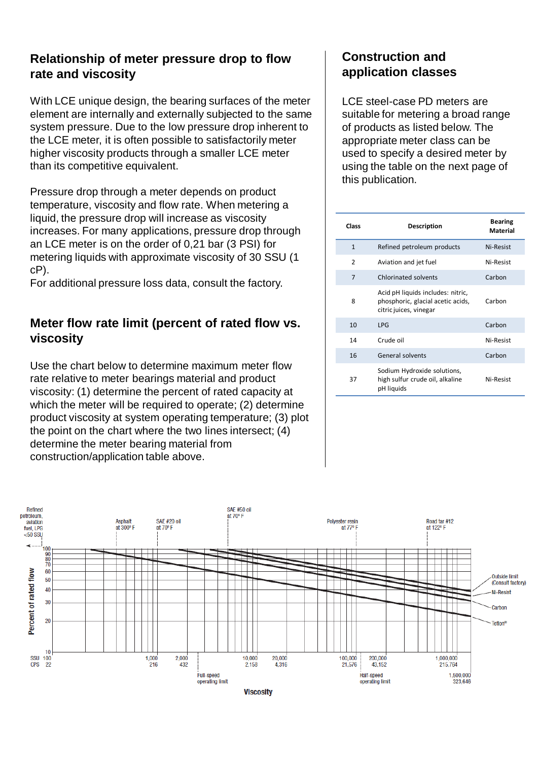## Relationship of meter pressure drop to flow rate and viscosity

With LCE unique design, the bearing surfaces of the meter element are internally and externally subjected to the same system pressure. Due to the low pressure drop inherent to the LCE meter, it is often possible to satisfactorily meter higher viscosity products through a smaller LCE meter than its competitive equivalent.

Pressure drop through a meter depends on product temperature, viscosity and flow rate. When metering a liquid, the pressure drop will increase as viscosity increases. For many applications, pressure drop through an LCE meter is on the order of 0,21 bar (3 PSI) for metering liquids with approximate viscosity of 30 SSU (1 cP).
For additional pressure loss data, consult the factory.

## Meter flow rate limit (percent of rated flow vs. viscosity

Use the chart below to determine maximum meter flow rate relative to meter bearings material and product viscosity: (1) determine the percent of rated capacity at which the meter will be required to operate; (2) determine product viscosity at system operating temperature; (3) plot the point on the chart where the two lines intersect; (4) determine the meter bearing material from construction/application table above.

## Construction and application classes

LCE steel-case PD meters are suitable for metering a broad range of products as listed below. The appropriate meter class can be used to specify a desired meter by using the table on the next page of this publication.

| Class | Description | Bearing Material |
|---|---|---|
| 1 | Refined petroleum products | Ni-Resist |
| 2 | Aviation and jet fuel | Ni-Resist |
| 7 | Chlorinated solvents | Carbon |
| 8 | Acid pH liquids includes: nitric, phosphoric, glacial acetic acids, citric juices, vinegar | Carbon |
| 10 | LPG | Carbon |
| 14 | Crude oil | Ni-Resist |
| 16 | General solvents | Carbon |
| 37 | Sodium Hydroxide solutions, high sulfur crude oil, alkaline pH liquids | Ni-Resist |

Refined petroleum, aviation fuel, LPG <50 SSU | Asphalt at 300° F | SAE #20 oil at 70° F | SAE #50 oil at 70° F | Polyester resin at 77° F | Road tar #12 at 122° F

Percent of rated flow: 10, 20, 30, 40, 50, 60, 70, 80, 90, 100

Outside limit (Consult factory) | Ni-Resist | Carbon | Teflon®

| SSU | 100 | 1,000 | 2,000 | 10,000 | 20,000 | 100,000 | 200,000 | 1,000,000 | 1,500,000 |
|---|---|---|---|---|---|---|---|---|---|
| CPS | 22 | 216 | 432 | 2,158 | 4,316 | 21,576 | 43,152 | 215,764 | 323,646 |

Full-speed operating limit | Half-speed operating limit

Viscosity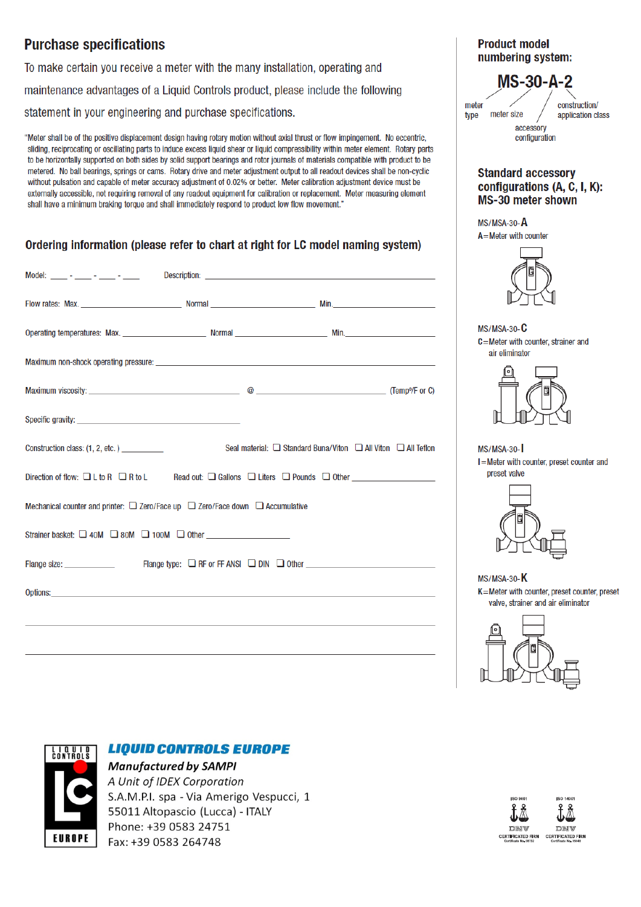## Purchase specifications

To make certain you receive a meter with the many installation, operating and maintenance advantages of a Liquid Controls product, please include the following statement in your engineering and purchase specifications.

"Meter shall be of the positive displacement design having rotary motion without axial thrust or flow impingement. No eccentric, sliding, reciprocating or oscillating parts to induce excess liquid shear or liquid compressibility within meter element. Rotary parts to be horizontally supported on both sides by solid support bearings and rotor journals of materials compatible with product to be metered. No ball bearings, springs or cams. Rotary drive and meter adjustment output to all readout devices shall be non-cyclic without pulsation and capable of meter accuracy adjustment of 0.02% or better. Meter calibration adjustment device must be externally accessible, not requiring removal of any readout equipment for calibration or replacement. Meter measuring element shall have a minimum braking torque and shall immediately respond to product low flow movement."

## Ordering information (please refer to chart at right for LC model naming system)

Model: ____ - ____ - ____ - ____ Description: ____________________

Flow rates: Max. ____________ Normal ____________ Min. ____________

Operating temperatures: Max. ____________ Normal ____________ Min. ____________

Maximum non-shock operating pressure: ____________________

Maximum viscosity: ____________ @ ____________ (Temp°/F or C)

Specific gravity: ____________

Construction class: (1, 2, etc. ) ________ Seal material: ❑ Standard Buna/Viton ❑ All Viton ❑ All Teflon

Direction of flow: ❑ L to R ❑ R to L Read out: ❑ Gallons ❑ Liters ❑ Pounds ❑ Other ____________

Mechanical counter and printer: ❑ Zero/Face up ❑ Zero/Face down ❑ Accumulative

Strainer basket: ❑ 40M ❑ 80M ❑ 100M ❑ Other ____________

Flange size: ________ Flange type: ❑ RF or FF ANSI ❑ DIN ❑ Other ____________

Options: ____________________

____________________

____________________

## Product model numbering system:

**MS-30-A-2**

- meter type
- meter size
- accessory configuration
- construction/ application class

## Standard accessory configurations (A, C, I, K): MS-30 meter shown

MS/MSA-30-**A**
A=Meter with counter

MS/MSA-30-**C**
C=Meter with counter, strainer and air eliminator

MS/MSA-30-**I**
I=Meter with counter, preset counter and preset valve

MS/MSA-30-**K**
K=Meter with counter, preset counter, preset valve, strainer and air eliminator

LIQUID CONTROLS EUROPE

LIQUID CONTROLS EUROPE
*Manufactured by SAMPI*
*A Unit of IDEX Corporation*
S.A.M.P.I. spa - Via Amerigo Vespucci, 1
55011 Altopascio (Lucca) - ITALY
Phone: +39 0583 24751
Fax: +39 0583 264748

ISO 9001 DNV CERTIFICATED FIRM
ISO 14001 DNV CERTIFICATED FIRM